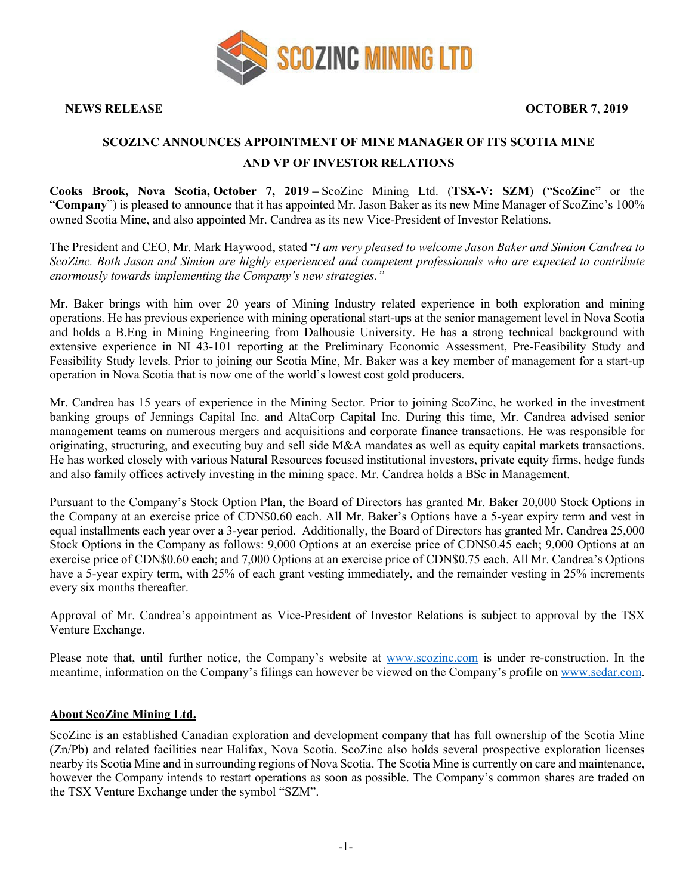SCOZINC MINING LTD

**NEWS RELEASE** **OCTOBER 7, 2019**

# SCOZINC ANNOUNCES APPOINTMENT OF MINE MANAGER OF ITS SCOTIA MINE AND VP OF INVESTOR RELATIONS

**Cooks Brook, Nova Scotia, October 7, 2019 –** ScoZinc Mining Ltd. (**TSX-V: SZM**) ("**ScoZinc**" or the "**Company**") is pleased to announce that it has appointed Mr. Jason Baker as its new Mine Manager of ScoZinc's 100% owned Scotia Mine, and also appointed Mr. Candrea as its new Vice-President of Investor Relations.

The President and CEO, Mr. Mark Haywood, stated "*I am very pleased to welcome Jason Baker and Simion Candrea to ScoZinc. Both Jason and Simion are highly experienced and competent professionals who are expected to contribute enormously towards implementing the Company's new strategies.*"

Mr. Baker brings with him over 20 years of Mining Industry related experience in both exploration and mining operations. He has previous experience with mining operational start-ups at the senior management level in Nova Scotia and holds a B.Eng in Mining Engineering from Dalhousie University. He has a strong technical background with extensive experience in NI 43-101 reporting at the Preliminary Economic Assessment, Pre-Feasibility Study and Feasibility Study levels. Prior to joining our Scotia Mine, Mr. Baker was a key member of management for a start-up operation in Nova Scotia that is now one of the world's lowest cost gold producers.

Mr. Candrea has 15 years of experience in the Mining Sector. Prior to joining ScoZinc, he worked in the investment banking groups of Jennings Capital Inc. and AltaCorp Capital Inc. During this time, Mr. Candrea advised senior management teams on numerous mergers and acquisitions and corporate finance transactions. He was responsible for originating, structuring, and executing buy and sell side M&A mandates as well as equity capital markets transactions. He has worked closely with various Natural Resources focused institutional investors, private equity firms, hedge funds and also family offices actively investing in the mining space. Mr. Candrea holds a BSc in Management.

Pursuant to the Company's Stock Option Plan, the Board of Directors has granted Mr. Baker 20,000 Stock Options in the Company at an exercise price of CDN$0.60 each. All Mr. Baker's Options have a 5-year expiry term and vest in equal installments each year over a 3-year period. Additionally, the Board of Directors has granted Mr. Candrea 25,000 Stock Options in the Company as follows: 9,000 Options at an exercise price of CDN$0.45 each; 9,000 Options at an exercise price of CDN$0.60 each; and 7,000 Options at an exercise price of CDN$0.75 each. All Mr. Candrea's Options have a 5-year expiry term, with 25% of each grant vesting immediately, and the remainder vesting in 25% increments every six months thereafter.

Approval of Mr. Candrea's appointment as Vice-President of Investor Relations is subject to approval by the TSX Venture Exchange.

Please note that, until further notice, the Company's website at www.scozinc.com is under re-construction. In the meantime, information on the Company's filings can however be viewed on the Company's profile on www.sedar.com.

## About ScoZinc Mining Ltd.

ScoZinc is an established Canadian exploration and development company that has full ownership of the Scotia Mine (Zn/Pb) and related facilities near Halifax, Nova Scotia. ScoZinc also holds several prospective exploration licenses nearby its Scotia Mine and in surrounding regions of Nova Scotia. The Scotia Mine is currently on care and maintenance, however the Company intends to restart operations as soon as possible. The Company's common shares are traded on the TSX Venture Exchange under the symbol "SZM".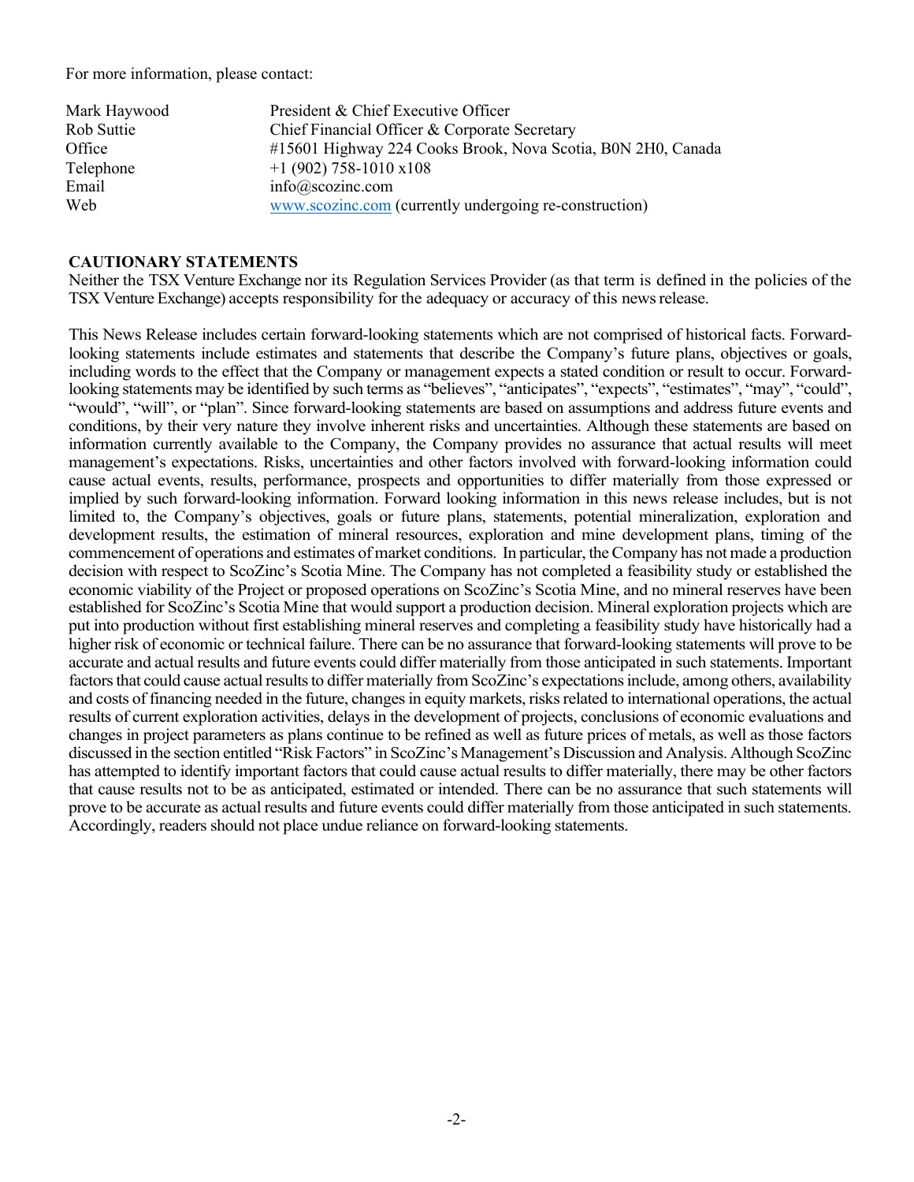For more information, please contact:

| | |
|---|---|
| Mark Haywood | President & Chief Executive Officer |
| Rob Suttie | Chief Financial Officer & Corporate Secretary |
| Office | #15601 Highway 224 Cooks Brook, Nova Scotia, B0N 2H0, Canada |
| Telephone | +1 (902) 758-1010 x108 |
| Email | info@scozinc.com |
| Web | www.scozinc.com (currently undergoing re-construction) |

**CAUTIONARY STATEMENTS**

Neither the TSX Venture Exchange nor its Regulation Services Provider (as that term is defined in the policies of the TSX Venture Exchange) accepts responsibility for the adequacy or accuracy of this news release.

This News Release includes certain forward-looking statements which are not comprised of historical facts. Forward-looking statements include estimates and statements that describe the Company's future plans, objectives or goals, including words to the effect that the Company or management expects a stated condition or result to occur. Forward-looking statements may be identified by such terms as "believes", "anticipates", "expects", "estimates", "may", "could", "would", "will", or "plan". Since forward-looking statements are based on assumptions and address future events and conditions, by their very nature they involve inherent risks and uncertainties. Although these statements are based on information currently available to the Company, the Company provides no assurance that actual results will meet management's expectations. Risks, uncertainties and other factors involved with forward-looking information could cause actual events, results, performance, prospects and opportunities to differ materially from those expressed or implied by such forward-looking information. Forward looking information in this news release includes, but is not limited to, the Company's objectives, goals or future plans, statements, potential mineralization, exploration and development results, the estimation of mineral resources, exploration and mine development plans, timing of the commencement of operations and estimates of market conditions. In particular, the Company has not made a production decision with respect to ScoZinc's Scotia Mine. The Company has not completed a feasibility study or established the economic viability of the Project or proposed operations on ScoZinc's Scotia Mine, and no mineral reserves have been established for ScoZinc's Scotia Mine that would support a production decision. Mineral exploration projects which are put into production without first establishing mineral reserves and completing a feasibility study have historically had a higher risk of economic or technical failure. There can be no assurance that forward-looking statements will prove to be accurate and actual results and future events could differ materially from those anticipated in such statements. Important factors that could cause actual results to differ materially from ScoZinc's expectations include, among others, availability and costs of financing needed in the future, changes in equity markets, risks related to international operations, the actual results of current exploration activities, delays in the development of projects, conclusions of economic evaluations and changes in project parameters as plans continue to be refined as well as future prices of metals, as well as those factors discussed in the section entitled "Risk Factors" in ScoZinc's Management's Discussion and Analysis. Although ScoZinc has attempted to identify important factors that could cause actual results to differ materially, there may be other factors that cause results not to be as anticipated, estimated or intended. There can be no assurance that such statements will prove to be accurate as actual results and future events could differ materially from those anticipated in such statements. Accordingly, readers should not place undue reliance on forward-looking statements.